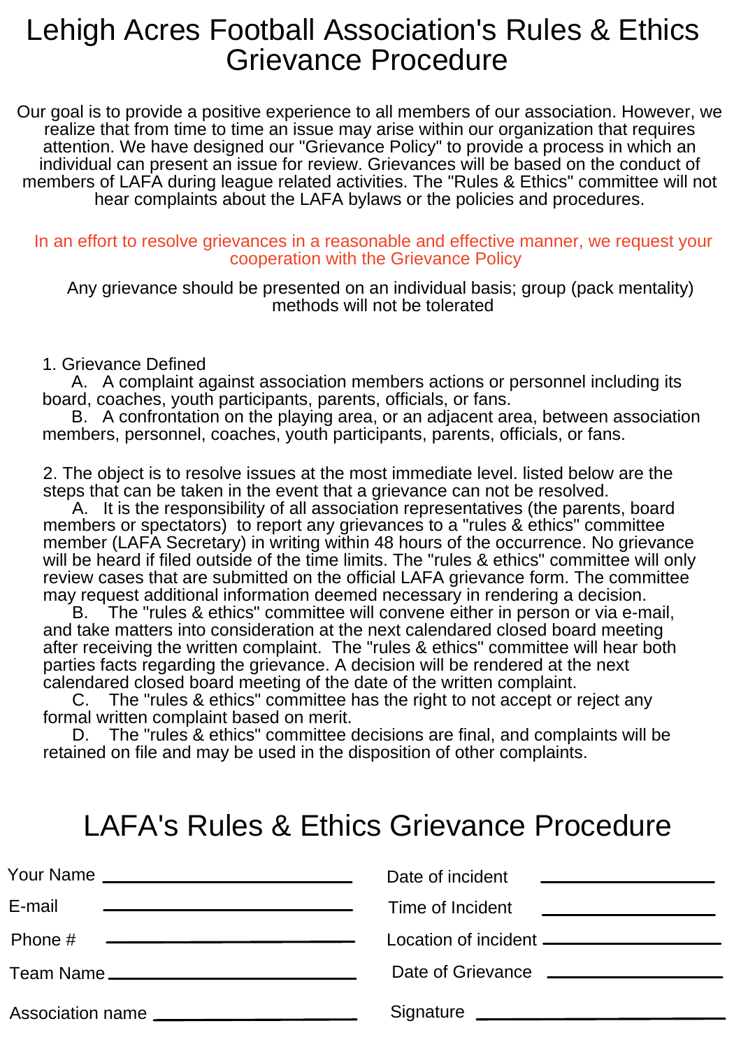# Lehigh Acres Football Association's Rules & Ethics Grievance Procedure

Our goal is to provide a positive experience to all members of our association. However, we realize that from time to time an issue may arise within our organization that requires attention. We have designed our "Grievance Policy" to provide a process in which an individual can present an issue for review. Grievances will be based on the conduct of members of LAFA during league related activities. The "Rules & Ethics" committee will not hear complaints about the LAFA bylaws or the policies and procedures.

In an effort to resolve grievances in a reasonable and effective manner, we request your cooperation with the Grievance Policy

Any grievance should be presented on an individual basis; group (pack mentality) methods will not be tolerated

1. Grievance Defined
   - A. A complaint against association members actions or personnel including its board, coaches, youth participants, parents, officials, or fans.
   - B. A confrontation on the playing area, or an adjacent area, between association members, personnel, coaches, youth participants, parents, officials, or fans.

2. The object is to resolve issues at the most immediate level. listed below are the steps that can be taken in the event that a grievance can not be resolved.
   - A. It is the responsibility of all association representatives (the parents, board members or spectators) to report any grievances to a "rules & ethics" committee member (LAFA Secretary) in writing within 48 hours of the occurrence. No grievance will be heard if filed outside of the time limits. The "rules & ethics" committee will only review cases that are submitted on the official LAFA grievance form. The committee may request additional information deemed necessary in rendering a decision.
   - B. The "rules & ethics" committee will convene either in person or via e-mail, and take matters into consideration at the next calendared closed board meeting after receiving the written complaint. The "rules & ethics" committee will hear both parties facts regarding the grievance. A decision will be rendered at the next calendared closed board meeting of the date of the written complaint.
   - C. The "rules & ethics" committee has the right to not accept or reject any formal written complaint based on merit.
   - D. The "rules & ethics" committee decisions are final, and complaints will be retained on file and may be used in the disposition of other complaints.

## LAFA's Rules & Ethics Grievance Procedure

Your Name ______________________________ Date of incident ____________________

E-mail ______________________________ Time of Incident ____________________

Phone # ______________________________ Location of incident ____________________

Team Name ______________________________ Date of Grievance ____________________

Association name ______________________________ Signature ____________________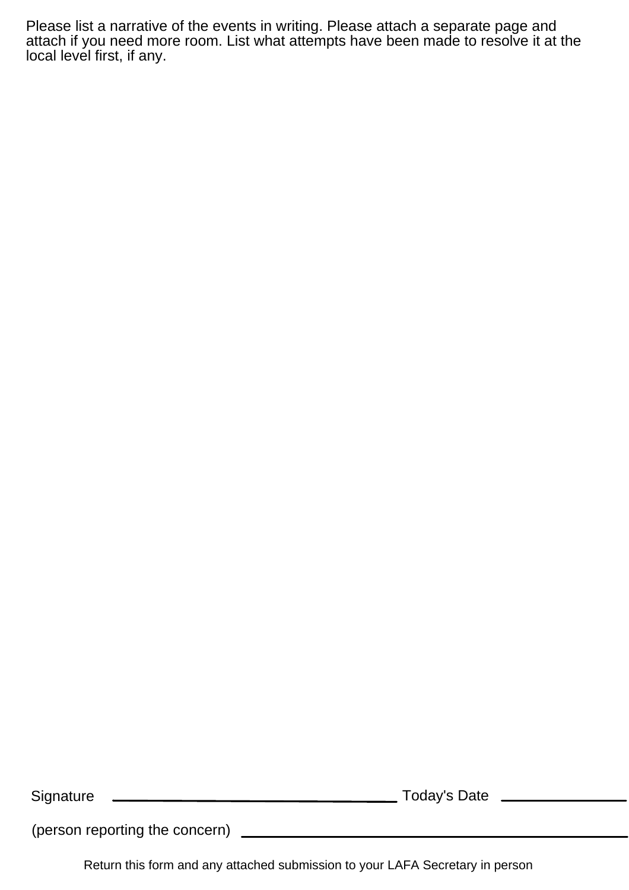Please list a narrative of the events in writing. Please attach a separate page and attach if you need more room. List what attempts have been made to resolve it at the local level first, if any.

Signature ______________________________ Today's Date ______________

(person reporting the concern) ______________________________________

Return this form and any attached submission to your LAFA Secretary in person